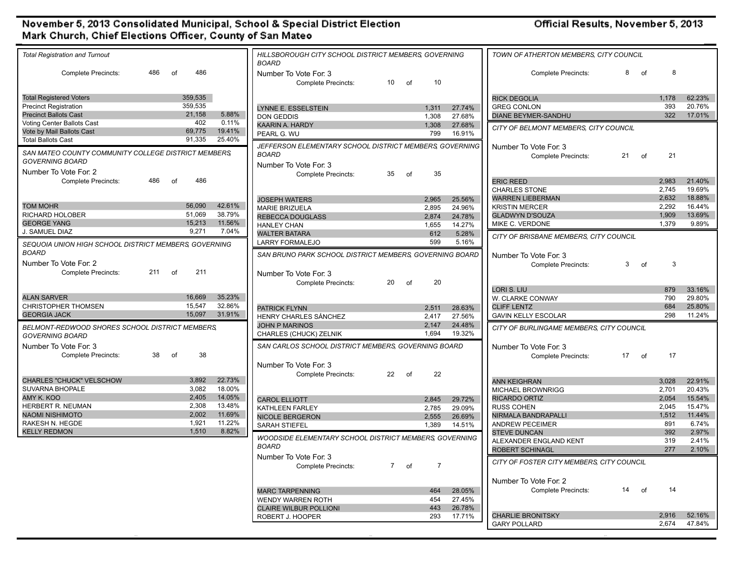# November 5, 2013 Consolidated Municipal, School & Special District Election

**Mark Church, Chief Elections Officer, County of San Mateo**

**Official Results, November 5, 2013**

### Total Registration and Turnout

Complete Precincts: 486 of 486

| | | |
|---|---|---|
| Total Registered Voters | 359,535 | |
| Precinct Registration | 359,535 | |
| Precinct Ballots Cast | 21,158 | 5.88% |
| Voting Center Ballots Cast | 402 | 0.11% |
| Vote by Mail Ballots Cast | 69,775 | 19.41% |
| Total Ballots Cast | 91,335 | 25.40% |

### SAN MATEO COUNTY COMMUNITY COLLEGE DISTRICT MEMBERS, GOVERNING BOARD

Number To Vote For: 2

Complete Precincts: 486 of 486

| Candidate | Votes | Percent |
|---|---|---|
| TOM MOHR | 56,090 | 42.61% |
| RICHARD HOLOBER | 51,069 | 38.79% |
| GEORGE YANG | 15,213 | 11.56% |
| J. SAMUEL DIAZ | 9,271 | 7.04% |

### SEQUOIA UNION HIGH SCHOOL DISTRICT MEMBERS, GOVERNING BOARD

Number To Vote For: 2

Complete Precincts: 211 of 211

| Candidate | Votes | Percent |
|---|---|---|
| ALAN SARVER | 16,669 | 35.23% |
| CHRISTOPHER THOMSEN | 15,547 | 32.86% |
| GEORGIA JACK | 15,097 | 31.91% |

### BELMONT-REDWOOD SHORES SCHOOL DISTRICT MEMBERS, GOVERNING BOARD

Number To Vote For: 3

Complete Precincts: 38 of 38

| Candidate | Votes | Percent |
|---|---|---|
| CHARLES "CHUCK" VELSCHOW | 3,892 | 22.73% |
| SUVARNA BHOPALE | 3,082 | 18.00% |
| AMY K. KOO | 2,405 | 14.05% |
| HERBERT R. NEUMAN | 2,308 | 13.48% |
| NAOMI NISHIMOTO | 2,002 | 11.69% |
| RAKESH N. HEGDE | 1,921 | 11.22% |
| KELLY REDMON | 1,510 | 8.82% |

### HILLSBOROUGH CITY SCHOOL DISTRICT MEMBERS, GOVERNING BOARD

Number To Vote For: 3

Complete Precincts: 10 of 10

| Candidate | Votes | Percent |
|---|---|---|
| LYNNE E. ESSELSTEIN | 1,311 | 27.74% |
| DON GEDDIS | 1,308 | 27.68% |
| KAARIN A. HARDY | 1,308 | 27.68% |
| PEARL G. WU | 799 | 16.91% |

### JEFFERSON ELEMENTARY SCHOOL DISTRICT MEMBERS, GOVERNING BOARD

Number To Vote For: 3

Complete Precincts: 35 of 35

| Candidate | Votes | Percent |
|---|---|---|
| JOSEPH WATERS | 2,965 | 25.56% |
| MARIE BRIZUELA | 2,895 | 24.96% |
| REBECCA DOUGLASS | 2,874 | 24.78% |
| HANLEY CHAN | 1,655 | 14.27% |
| WALTER BATARA | 612 | 5.28% |
| LARRY FORMALEJO | 599 | 5.16% |

### SAN BRUNO PARK SCHOOL DISTRICT MEMBERS, GOVERNING BOARD

Number To Vote For: 3

Complete Precincts: 20 of 20

| Candidate | Votes | Percent |
|---|---|---|
| PATRICK FLYNN | 2,511 | 28.63% |
| HENRY CHARLES SÁNCHEZ | 2,417 | 27.56% |
| JOHN P MARINOS | 2,147 | 24.48% |
| CHARLES (CHUCK) ZELNIK | 1,694 | 19.32% |

### SAN CARLOS SCHOOL DISTRICT MEMBERS, GOVERNING BOARD

Number To Vote For: 3

Complete Precincts: 22 of 22

| Candidate | Votes | Percent |
|---|---|---|
| CAROL ELLIOTT | 2,845 | 29.72% |
| KATHLEEN FARLEY | 2,785 | 29.09% |
| NICOLE BERGERON | 2,555 | 26.69% |
| SARAH STIEFEL | 1,389 | 14.51% |

### WOODSIDE ELEMENTARY SCHOOL DISTRICT MEMBERS, GOVERNING BOARD

Number To Vote For: 3

Complete Precincts: 7 of 7

| Candidate | Votes | Percent |
|---|---|---|
| MARC TARPENNING | 464 | 28.05% |
| WENDY WARREN ROTH | 454 | 27.45% |
| CLAIRE WILBUR POLLIONI | 443 | 26.78% |
| ROBERT J. HOOPER | 293 | 17.71% |

### TOWN OF ATHERTON MEMBERS, CITY COUNCIL

Complete Precincts: 8 of 8

| Candidate | Votes | Percent |
|---|---|---|
| RICK DEGOLIA | 1,178 | 62.23% |
| GREG CONLON | 393 | 20.76% |
| DIANE BEYMER-SANDHU | 322 | 17.01% |

### CITY OF BELMONT MEMBERS, CITY COUNCIL

Number To Vote For: 3

Complete Precincts: 21 of 21

| Candidate | Votes | Percent |
|---|---|---|
| ERIC REED | 2,983 | 21.40% |
| CHARLES STONE | 2,745 | 19.69% |
| WARREN LIEBERMAN | 2,632 | 18.88% |
| KRISTIN MERCER | 2,292 | 16.44% |
| GLADWYN D'SOUZA | 1,909 | 13.69% |
| MIKE C. VERDONE | 1,379 | 9.89% |

### CITY OF BRISBANE MEMBERS, CITY COUNCIL

Number To Vote For: 3

Complete Precincts: 3 of 3

| Candidate | Votes | Percent |
|---|---|---|
| LORI S. LIU | 879 | 33.16% |
| W. CLARKE CONWAY | 790 | 29.80% |
| CLIFF LENTZ | 684 | 25.80% |
| GAVIN KELLY ESCOLAR | 298 | 11.24% |

### CITY OF BURLINGAME MEMBERS, CITY COUNCIL

Number To Vote For: 3

Complete Precincts: 17 of 17

| Candidate | Votes | Percent |
|---|---|---|
| ANN KEIGHRAN | 3,028 | 22.91% |
| MICHAEL BROWNRIGG | 2,701 | 20.43% |
| RICARDO ORTIZ | 2,054 | 15.54% |
| RUSS COHEN | 2,045 | 15.47% |
| NIRMALA BANDRAPALLI | 1,512 | 11.44% |
| ANDREW PECEIMER | 891 | 6.74% |
| STEVE DUNCAN | 392 | 2.97% |
| ALEXANDER ENGLAND KENT | 319 | 2.41% |
| ROBERT SCHINAGL | 277 | 2.10% |

### CITY OF FOSTER CITY MEMBERS, CITY COUNCIL

Number To Vote For: 2

Complete Precincts: 14 of 14

| Candidate | Votes | Percent |
|---|---|---|
| CHARLIE BRONITSKY | 2,916 | 52.16% |
| GARY POLLARD | 2,674 | 47.84% |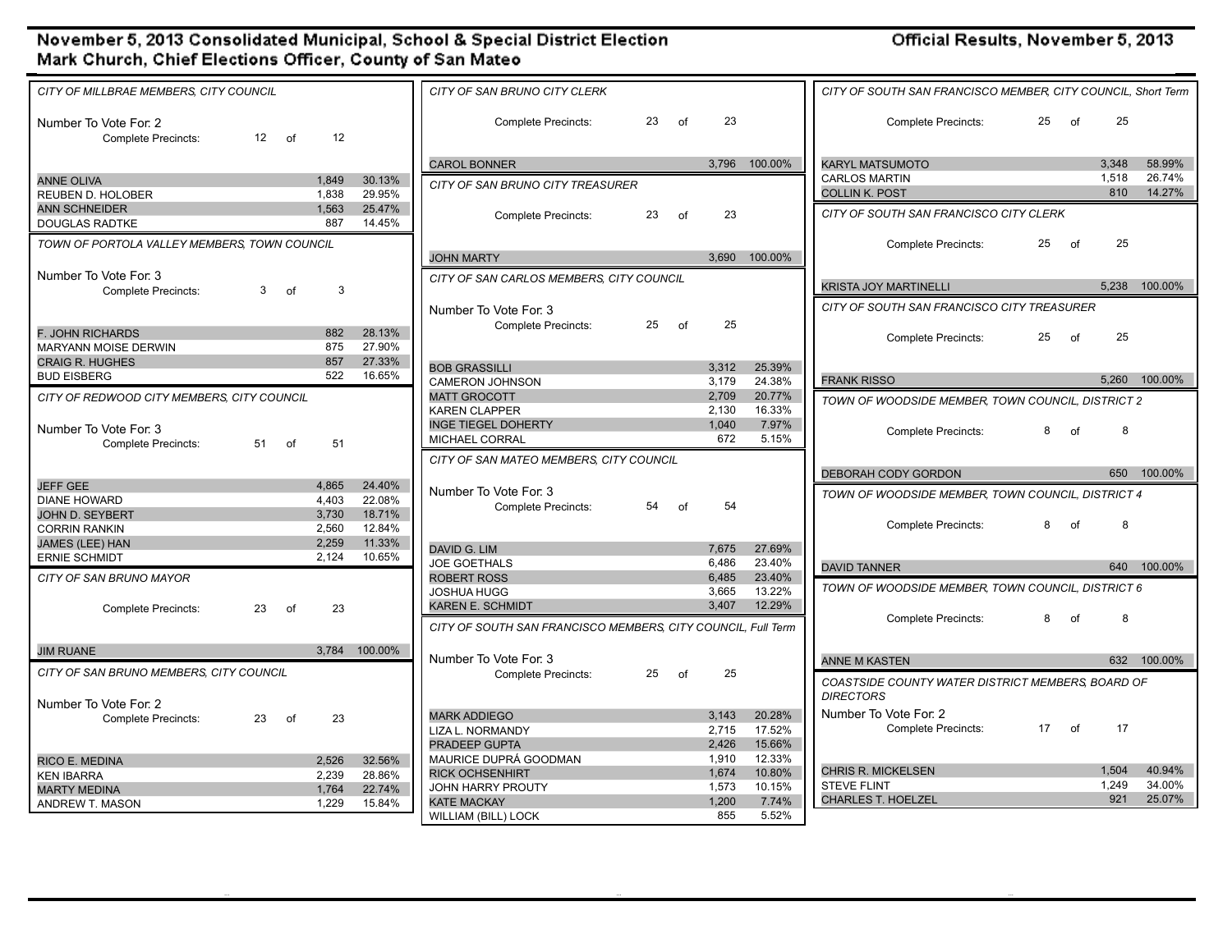# November 5, 2013 Consolidated Municipal, School & Special District Election
## Mark Church, Chief Elections Officer, County of San Mateo

**Official Results, November 5, 2013**

### CITY OF MILLBRAE MEMBERS, CITY COUNCIL

Number To Vote For: 2
Complete Precincts: 12 of 12

| Candidate | Votes | Percent |
|---|---|---|
| ANNE OLIVA | 1,849 | 30.13% |
| REUBEN D. HOLOBER | 1,838 | 29.95% |
| ANN SCHNEIDER | 1,563 | 25.47% |
| DOUGLAS RADTKE | 887 | 14.45% |

### TOWN OF PORTOLA VALLEY MEMBERS, TOWN COUNCIL

Number To Vote For: 3
Complete Precincts: 3 of 3

| Candidate | Votes | Percent |
|---|---|---|
| F. JOHN RICHARDS | 882 | 28.13% |
| MARYANN MOISE DERWIN | 875 | 27.90% |
| CRAIG R. HUGHES | 857 | 27.33% |
| BUD EISBERG | 522 | 16.65% |

### CITY OF REDWOOD CITY MEMBERS, CITY COUNCIL

Number To Vote For: 3
Complete Precincts: 51 of 51

| Candidate | Votes | Percent |
|---|---|---|
| JEFF GEE | 4,865 | 24.40% |
| DIANE HOWARD | 4,403 | 22.08% |
| JOHN D. SEYBERT | 3,730 | 18.71% |
| CORRIN RANKIN | 2,560 | 12.84% |
| JAMES (LEE) HAN | 2,259 | 11.33% |
| ERNIE SCHMIDT | 2,124 | 10.65% |

### CITY OF SAN BRUNO MAYOR

Complete Precincts: 23 of 23

| Candidate | Votes | Percent |
|---|---|---|
| JIM RUANE | 3,784 | 100.00% |

### CITY OF SAN BRUNO MEMBERS, CITY COUNCIL

Number To Vote For: 2
Complete Precincts: 23 of 23

| Candidate | Votes | Percent |
|---|---|---|
| RICO E. MEDINA | 2,526 | 32.56% |
| KEN IBARRA | 2,239 | 28.86% |
| MARTY MEDINA | 1,764 | 22.74% |
| ANDREW T. MASON | 1,229 | 15.84% |

### CITY OF SAN BRUNO CITY CLERK

Complete Precincts: 23 of 23

| Candidate | Votes | Percent |
|---|---|---|
| CAROL BONNER | 3,796 | 100.00% |

### CITY OF SAN BRUNO CITY TREASURER

Complete Precincts: 23 of 23

| Candidate | Votes | Percent |
|---|---|---|
| JOHN MARTY | 3,690 | 100.00% |

### CITY OF SAN CARLOS MEMBERS, CITY COUNCIL

Number To Vote For: 3
Complete Precincts: 25 of 25

| Candidate | Votes | Percent |
|---|---|---|
| BOB GRASSILLI | 3,312 | 25.39% |
| CAMERON JOHNSON | 3,179 | 24.38% |
| MATT GROCOTT | 2,709 | 20.77% |
| KAREN CLAPPER | 2,130 | 16.33% |
| INGE TIEGEL DOHERTY | 1,040 | 7.97% |
| MICHAEL CORRAL | 672 | 5.15% |

### CITY OF SAN MATEO MEMBERS, CITY COUNCIL

Number To Vote For: 3
Complete Precincts: 54 of 54

| Candidate | Votes | Percent |
|---|---|---|
| DAVID G. LIM | 7,675 | 27.69% |
| JOE GOETHALS | 6,486 | 23.40% |
| ROBERT ROSS | 6,485 | 23.40% |
| JOSHUA HUGG | 3,665 | 13.22% |
| KAREN E. SCHMIDT | 3,407 | 12.29% |

### CITY OF SOUTH SAN FRANCISCO MEMBERS, CITY COUNCIL, Full Term

Number To Vote For: 3
Complete Precincts: 25 of 25

| Candidate | Votes | Percent |
|---|---|---|
| MARK ADDIEGO | 3,143 | 20.28% |
| LIZA L. NORMANDY | 2,715 | 17.52% |
| PRADEEP GUPTA | 2,426 | 15.66% |
| MAURICE DUPRÁ GOODMAN | 1,910 | 12.33% |
| RICK OCHSENHIRT | 1,674 | 10.80% |
| JOHN HARRY PROUTY | 1,573 | 10.15% |
| KATE MACKAY | 1,200 | 7.74% |
| WILLIAM (BILL) LOCK | 855 | 5.52% |

### CITY OF SOUTH SAN FRANCISCO MEMBER, CITY COUNCIL, Short Term

Complete Precincts: 25 of 25

| Candidate | Votes | Percent |
|---|---|---|
| KARYL MATSUMOTO | 3,348 | 58.99% |
| CARLOS MARTIN | 1,518 | 26.74% |
| COLLIN K. POST | 810 | 14.27% |

### CITY OF SOUTH SAN FRANCISCO CITY CLERK

Complete Precincts: 25 of 25

| Candidate | Votes | Percent |
|---|---|---|
| KRISTA JOY MARTINELLI | 5,238 | 100.00% |

### CITY OF SOUTH SAN FRANCISCO CITY TREASURER

Complete Precincts: 25 of 25

| Candidate | Votes | Percent |
|---|---|---|
| FRANK RISSO | 5,260 | 100.00% |

### TOWN OF WOODSIDE MEMBER, TOWN COUNCIL, DISTRICT 2

Complete Precincts: 8 of 8

| Candidate | Votes | Percent |
|---|---|---|
| DEBORAH CODY GORDON | 650 | 100.00% |

### TOWN OF WOODSIDE MEMBER, TOWN COUNCIL, DISTRICT 4

Complete Precincts: 8 of 8

| Candidate | Votes | Percent |
|---|---|---|
| DAVID TANNER | 640 | 100.00% |

### TOWN OF WOODSIDE MEMBER, TOWN COUNCIL, DISTRICT 6

Complete Precincts: 8 of 8

| Candidate | Votes | Percent |
|---|---|---|
| ANNE M KASTEN | 632 | 100.00% |

### COASTSIDE COUNTY WATER DISTRICT MEMBERS, BOARD OF DIRECTORS

Number To Vote For: 2
Complete Precincts: 17 of 17

| Candidate | Votes | Percent |
|---|---|---|
| CHRIS R. MICKELSEN | 1,504 | 40.94% |
| STEVE FLINT | 1,249 | 34.00% |
| CHARLES T. HOELZEL | 921 | 25.07% |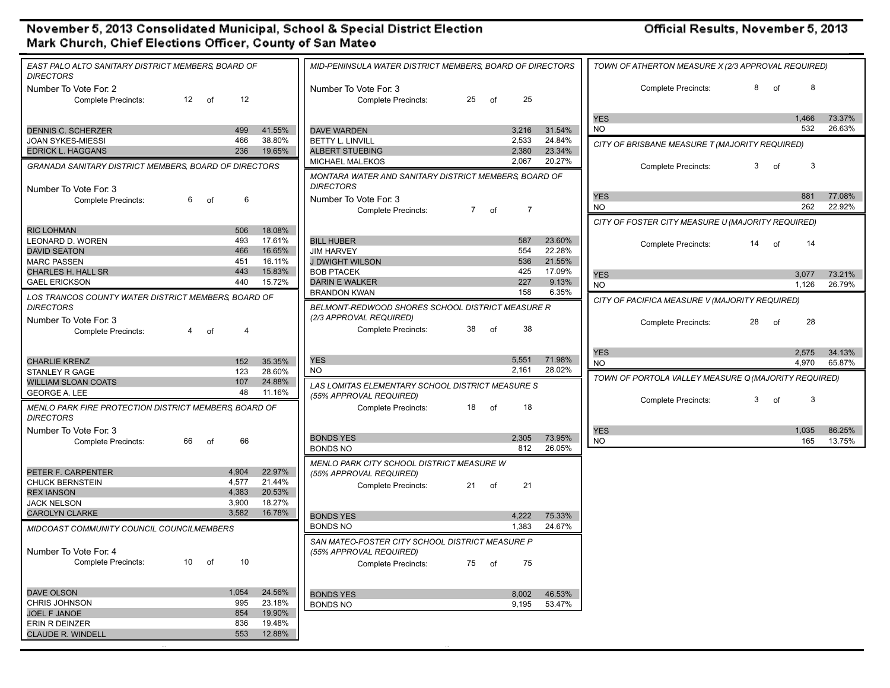# November 5, 2013 Consolidated Municipal, School & Special District Election
## Mark Church, Chief Elections Officer, County of San Mateo

Official Results, November 5, 2013

### *EAST PALO ALTO SANITARY DISTRICT MEMBERS, BOARD OF DIRECTORS*

Number To Vote For: 2
Complete Precincts: 12 of 12

| | | |
|---|---|---|
| DENNIS C. SCHERZER | 499 | 41.55% |
| JOAN SYKES-MIESSI | 466 | 38.80% |
| EDRICK L. HAGGANS | 236 | 19.65% |

### *GRANADA SANITARY DISTRICT MEMBERS, BOARD OF DIRECTORS*

Number To Vote For: 3
Complete Precincts: 6 of 6

| | | |
|---|---|---|
| RIC LOHMAN | 506 | 18.08% |
| LEONARD D. WOREN | 493 | 17.61% |
| DAVID SEATON | 466 | 16.65% |
| MARC PASSEN | 451 | 16.11% |
| CHARLES H. HALL SR | 443 | 15.83% |
| GAEL ERICKSON | 440 | 15.72% |

### *LOS TRANCOS COUNTY WATER DISTRICT MEMBERS, BOARD OF DIRECTORS*

Number To Vote For: 3
Complete Precincts: 4 of 4

| | | |
|---|---|---|
| CHARLIE KRENZ | 152 | 35.35% |
| STANLEY R GAGE | 123 | 28.60% |
| WILLIAM SLOAN COATS | 107 | 24.88% |
| GEORGE A. LEE | 48 | 11.16% |

### *MENLO PARK FIRE PROTECTION DISTRICT MEMBERS, BOARD OF DIRECTORS*

Number To Vote For: 3
Complete Precincts: 66 of 66

| | | |
|---|---|---|
| PETER F. CARPENTER | 4,904 | 22.97% |
| CHUCK BERNSTEIN | 4,577 | 21.44% |
| REX IANSON | 4,383 | 20.53% |
| JACK NELSON | 3,900 | 18.27% |
| CAROLYN CLARKE | 3,582 | 16.78% |

### *MIDCOAST COMMUNITY COUNCIL COUNCILMEMBERS*

Number To Vote For: 4
Complete Precincts: 10 of 10

| | | |
|---|---|---|
| DAVE OLSON | 1,054 | 24.56% |
| CHRIS JOHNSON | 995 | 23.18% |
| JOEL F JANOE | 854 | 19.90% |
| ERIN R DEINZER | 836 | 19.48% |
| CLAUDE R. WINDELL | 553 | 12.88% |

### *MID-PENINSULA WATER DISTRICT MEMBERS, BOARD OF DIRECTORS*

Number To Vote For: 3
Complete Precincts: 25 of 25

| | | |
|---|---|---|
| DAVE WARDEN | 3,216 | 31.54% |
| BETTY L. LINVILL | 2,533 | 24.84% |
| ALBERT STUEBING | 2,380 | 23.34% |
| MICHAEL MALEKOS | 2,067 | 20.27% |

### *MONTARA WATER AND SANITARY DISTRICT MEMBERS, BOARD OF DIRECTORS*

Number To Vote For: 3
Complete Precincts: 7 of 7

| | | |
|---|---|---|
| BILL HUBER | 587 | 23.60% |
| JIM HARVEY | 554 | 22.28% |
| J DWIGHT WILSON | 536 | 21.55% |
| BOB PTACEK | 425 | 17.09% |
| DARIN E WALKER | 227 | 9.13% |
| BRANDON KWAN | 158 | 6.35% |

### *BELMONT-REDWOOD SHORES SCHOOL DISTRICT MEASURE R (2/3 APPROVAL REQUIRED)*

Complete Precincts: 38 of 38

| | | |
|---|---|---|
| YES | 5,551 | 71.98% |
| NO | 2,161 | 28.02% |

### *LAS LOMITAS ELEMENTARY SCHOOL DISTRICT MEASURE S (55% APPROVAL REQUIRED)*

Complete Precincts: 18 of 18

| | | |
|---|---|---|
| BONDS YES | 2,305 | 73.95% |
| BONDS NO | 812 | 26.05% |

### *MENLO PARK CITY SCHOOL DISTRICT MEASURE W (55% APPROVAL REQUIRED)*

Complete Precincts: 21 of 21

| | | |
|---|---|---|
| BONDS YES | 4,222 | 75.33% |
| BONDS NO | 1,383 | 24.67% |

### *SAN MATEO-FOSTER CITY SCHOOL DISTRICT MEASURE P (55% APPROVAL REQUIRED)*

Complete Precincts: 75 of 75

| | | |
|---|---|---|
| BONDS YES | 8,002 | 46.53% |
| BONDS NO | 9,195 | 53.47% |

### *TOWN OF ATHERTON MEASURE X (2/3 APPROVAL REQUIRED)*

Complete Precincts: 8 of 8

| | | |
|---|---|---|
| YES | 1,466 | 73.37% |
| NO | 532 | 26.63% |

### *CITY OF BRISBANE MEASURE T (MAJORITY REQUIRED)*

Complete Precincts: 3 of 3

| | | |
|---|---|---|
| YES | 881 | 77.08% |
| NO | 262 | 22.92% |

### *CITY OF FOSTER CITY MEASURE U (MAJORITY REQUIRED)*

Complete Precincts: 14 of 14

| | | |
|---|---|---|
| YES | 3,077 | 73.21% |
| NO | 1,126 | 26.79% |

### *CITY OF PACIFICA MEASURE V (MAJORITY REQUIRED)*

Complete Precincts: 28 of 28

| | | |
|---|---|---|
| YES | 2,575 | 34.13% |
| NO | 4,970 | 65.87% |

### *TOWN OF PORTOLA VALLEY MEASURE Q (MAJORITY REQUIRED)*

Complete Precincts: 3 of 3

| | | |
|---|---|---|
| YES | 1,035 | 86.25% |
| NO | 165 | 13.75% |